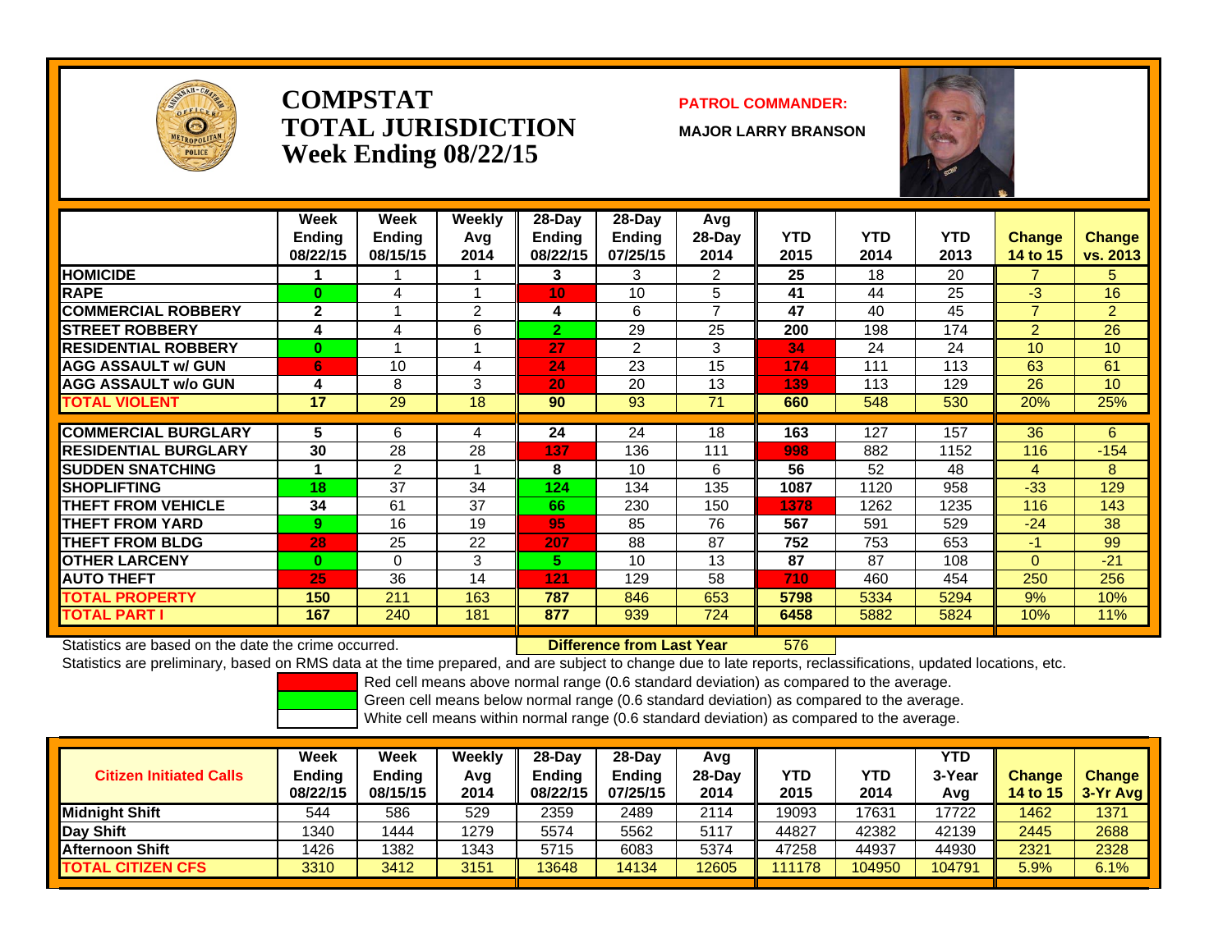# COMPSTAT
# TOTAL JURISDICTION
## Week Ending 08/22/15

**PATROL COMMANDER:**

**MAJOR LARRY BRANSON**

| | Week Ending 08/22/15 | Week Ending 08/15/15 | Weekly Avg 2014 | 28-Day Ending 08/22/15 | 28-Day Ending 07/25/15 | Avg 28-Day 2014 | YTD 2015 | YTD 2014 | YTD 2013 | Change 14 to 15 | Change vs. 2013 |
|---|---|---|---|---|---|---|---|---|---|---|---|
| HOMICIDE | 1 | 1 | 1 | 3 | 3 | 2 | 25 | 18 | 20 | 7 | 5 |
| RAPE | 0 | 4 | 1 | 10 | 10 | 5 | 41 | 44 | 25 | -3 | 16 |
| COMMERCIAL ROBBERY | 2 | 1 | 2 | 4 | 6 | 7 | 47 | 40 | 45 | 7 | 2 |
| STREET ROBBERY | 4 | 4 | 6 | 2 | 29 | 25 | 200 | 198 | 174 | 2 | 26 |
| RESIDENTIAL ROBBERY | 0 | 1 | 1 | 27 | 2 | 3 | 34 | 24 | 24 | 10 | 10 |
| AGG ASSAULT w/ GUN | 6 | 10 | 4 | 24 | 23 | 15 | 174 | 111 | 113 | 63 | 61 |
| AGG ASSAULT w/o GUN | 4 | 8 | 3 | 20 | 20 | 13 | 139 | 113 | 129 | 26 | 10 |
| TOTAL VIOLENT | 17 | 29 | 18 | 90 | 93 | 71 | 660 | 548 | 530 | 20% | 25% |
| COMMERCIAL BURGLARY | 5 | 6 | 4 | 24 | 24 | 18 | 163 | 127 | 157 | 36 | 6 |
| RESIDENTIAL BURGLARY | 30 | 28 | 28 | 137 | 136 | 111 | 998 | 882 | 1152 | 116 | -154 |
| SUDDEN SNATCHING | 1 | 2 | 1 | 8 | 10 | 6 | 56 | 52 | 48 | 4 | 8 |
| SHOPLIFTING | 18 | 37 | 34 | 124 | 134 | 135 | 1087 | 1120 | 958 | -33 | 129 |
| THEFT FROM VEHICLE | 34 | 61 | 37 | 66 | 230 | 150 | 1378 | 1262 | 1235 | 116 | 143 |
| THEFT FROM YARD | 9 | 16 | 19 | 95 | 85 | 76 | 567 | 591 | 529 | -24 | 38 |
| THEFT FROM BLDG | 28 | 25 | 22 | 207 | 88 | 87 | 752 | 753 | 653 | -1 | 99 |
| OTHER LARCENY | 0 | 0 | 3 | 5 | 10 | 13 | 87 | 87 | 108 | 0 | -21 |
| AUTO THEFT | 25 | 36 | 14 | 121 | 129 | 58 | 710 | 460 | 454 | 250 | 256 |
| TOTAL PROPERTY | 150 | 211 | 163 | 787 | 846 | 653 | 5798 | 5334 | 5294 | 9% | 10% |
| TOTAL PART I | 167 | 240 | 181 | 877 | 939 | 724 | 6458 | 5882 | 5824 | 10% | 11% |

Statistics are based on the date the crime occurred. **Difference from Last Year** 576

Statistics are preliminary, based on RMS data at the time prepared, and are subject to change due to late reports, reclassifications, updated locations, etc.

Red cell means above normal range (0.6 standard deviation) as compared to the average.
Green cell means below normal range (0.6 standard deviation) as compared to the average.
White cell means within normal range (0.6 standard deviation) as compared to the average.

| Citizen Initiated Calls | Week Ending 08/22/15 | Week Ending 08/15/15 | Weekly Avg 2014 | 28-Day Ending 08/22/15 | 28-Day Ending 07/25/15 | Avg 28-Day 2014 | YTD 2015 | YTD 2014 | YTD 3-Year Avg | Change 14 to 15 | Change 3-Yr Avg |
|---|---|---|---|---|---|---|---|---|---|---|---|
| Midnight Shift | 544 | 586 | 529 | 2359 | 2489 | 2114 | 19093 | 17631 | 17722 | 1462 | 1371 |
| Day Shift | 1340 | 1444 | 1279 | 5574 | 5562 | 5117 | 44827 | 42382 | 42139 | 2445 | 2688 |
| Afternoon Shift | 1426 | 1382 | 1343 | 5715 | 6083 | 5374 | 47258 | 44937 | 44930 | 2321 | 2328 |
| TOTAL CITIZEN CFS | 3310 | 3412 | 3151 | 13648 | 14134 | 12605 | 111178 | 104950 | 104791 | 5.9% | 6.1% |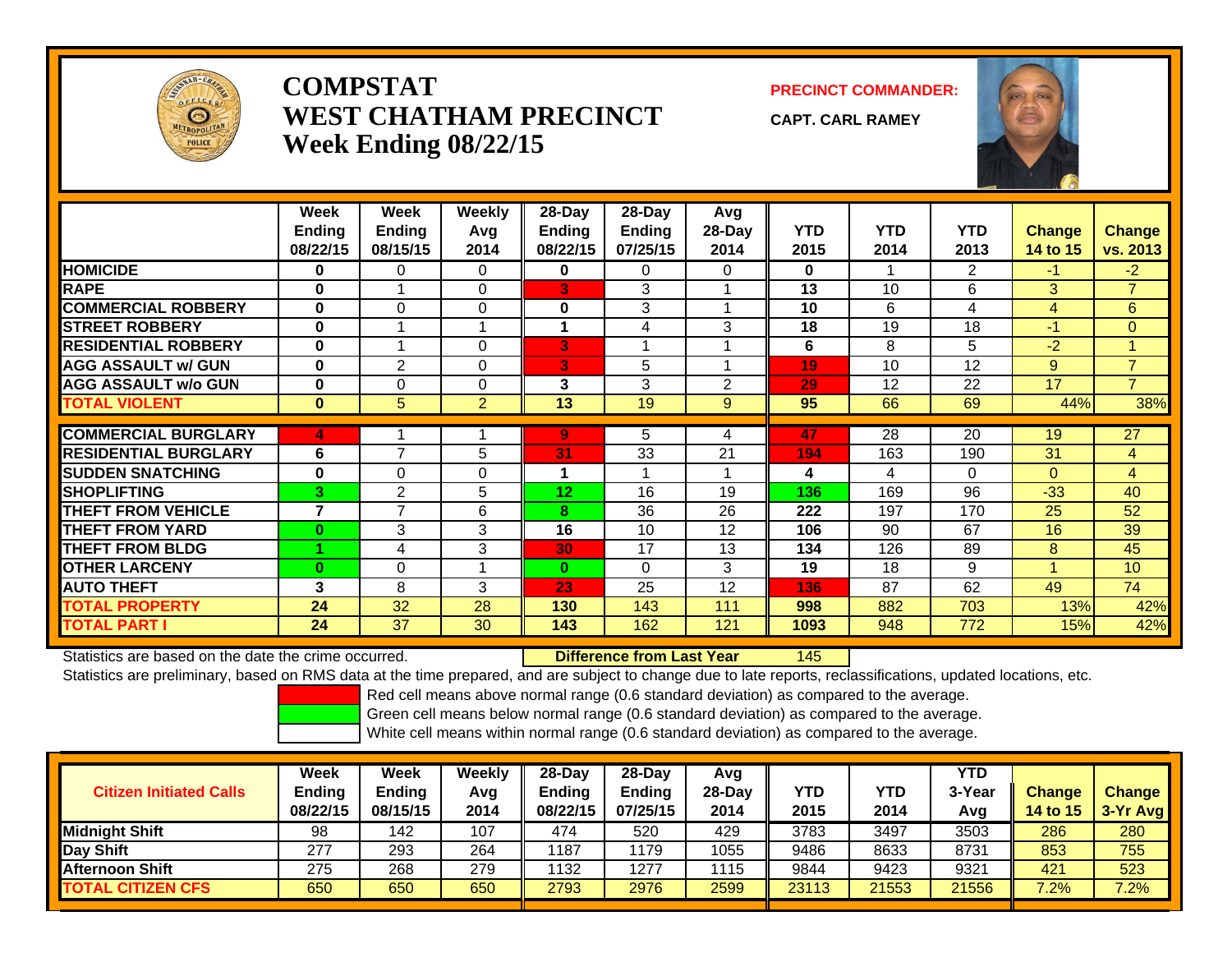# COMPSTAT
# WEST CHATHAM PRECINCT
## Week Ending 08/22/15

**PRECINCT COMMANDER:**

**CAPT. CARL RAMEY**

| | Week Ending 08/22/15 | Week Ending 08/15/15 | Weekly Avg 2014 | 28-Day Ending 08/22/15 | 28-Day Ending 07/25/15 | Avg 28-Day 2014 | YTD 2015 | YTD 2014 | YTD 2013 | Change 14 to 15 | Change vs. 2013 |
|---|---|---|---|---|---|---|---|---|---|---|---|
| HOMICIDE | 0 | 0 | 0 | 0 | 0 | 0 | 0 | 1 | 2 | -1 | -2 |
| RAPE | 0 | 1 | 0 | 3 | 3 | 1 | 13 | 10 | 6 | 3 | 7 |
| COMMERCIAL ROBBERY | 0 | 0 | 0 | 0 | 3 | 1 | 10 | 6 | 4 | 4 | 6 |
| STREET ROBBERY | 0 | 1 | 1 | 1 | 4 | 3 | 18 | 19 | 18 | -1 | 0 |
| RESIDENTIAL ROBBERY | 0 | 1 | 0 | 3 | 1 | 1 | 6 | 8 | 5 | -2 | 1 |
| AGG ASSAULT w/ GUN | 0 | 2 | 0 | 3 | 5 | 1 | 19 | 10 | 12 | 9 | 7 |
| AGG ASSAULT w/o GUN | 0 | 0 | 0 | 3 | 3 | 2 | 29 | 12 | 22 | 17 | 7 |
| TOTAL VIOLENT | 0 | 5 | 2 | 13 | 19 | 9 | 95 | 66 | 69 | 44% | 38% |
| COMMERCIAL BURGLARY | 4 | 1 | 1 | 9 | 5 | 4 | 47 | 28 | 20 | 19 | 27 |
| RESIDENTIAL BURGLARY | 6 | 7 | 5 | 31 | 33 | 21 | 194 | 163 | 190 | 31 | 4 |
| SUDDEN SNATCHING | 0 | 0 | 0 | 1 | 1 | 1 | 4 | 4 | 0 | 0 | 4 |
| SHOPLIFTING | 3 | 2 | 5 | 12 | 16 | 19 | 136 | 169 | 96 | -33 | 40 |
| THEFT FROM VEHICLE | 7 | 7 | 6 | 8 | 36 | 26 | 222 | 197 | 170 | 25 | 52 |
| THEFT FROM YARD | 0 | 3 | 3 | 16 | 10 | 12 | 106 | 90 | 67 | 16 | 39 |
| THEFT FROM BLDG | 1 | 4 | 3 | 30 | 17 | 13 | 134 | 126 | 89 | 8 | 45 |
| OTHER LARCENY | 0 | 0 | 1 | 0 | 0 | 3 | 19 | 18 | 9 | 1 | 10 |
| AUTO THEFT | 3 | 8 | 3 | 23 | 25 | 12 | 136 | 87 | 62 | 49 | 74 |
| TOTAL PROPERTY | 24 | 32 | 28 | 130 | 143 | 111 | 998 | 882 | 703 | 13% | 42% |
| TOTAL PART I | 24 | 37 | 30 | 143 | 162 | 121 | 1093 | 948 | 772 | 15% | 42% |

Statistics are based on the date the crime occurred. **Difference from Last Year** 145

Statistics are preliminary, based on RMS data at the time prepared, and are subject to change due to late reports, reclassifications, updated locations, etc.

Red cell means above normal range (0.6 standard deviation) as compared to the average.
Green cell means below normal range (0.6 standard deviation) as compared to the average.
White cell means within normal range (0.6 standard deviation) as compared to the average.

| Citizen Initiated Calls | Week Ending 08/22/15 | Week Ending 08/15/15 | Weekly Avg 2014 | 28-Day Ending 08/22/15 | 28-Day Ending 07/25/15 | Avg 28-Day 2014 | YTD 2015 | YTD 2014 | YTD 3-Year Avg | Change 14 to 15 | Change 3-Yr Avg |
|---|---|---|---|---|---|---|---|---|---|---|---|
| Midnight Shift | 98 | 142 | 107 | 474 | 520 | 429 | 3783 | 3497 | 3503 | 286 | 280 |
| Day Shift | 277 | 293 | 264 | 1187 | 1179 | 1055 | 9486 | 8633 | 8731 | 853 | 755 |
| Afternoon Shift | 275 | 268 | 279 | 1132 | 1277 | 1115 | 9844 | 9423 | 9321 | 421 | 523 |
| TOTAL CITIZEN CFS | 650 | 650 | 650 | 2793 | 2976 | 2599 | 23113 | 21553 | 21556 | 7.2% | 7.2% |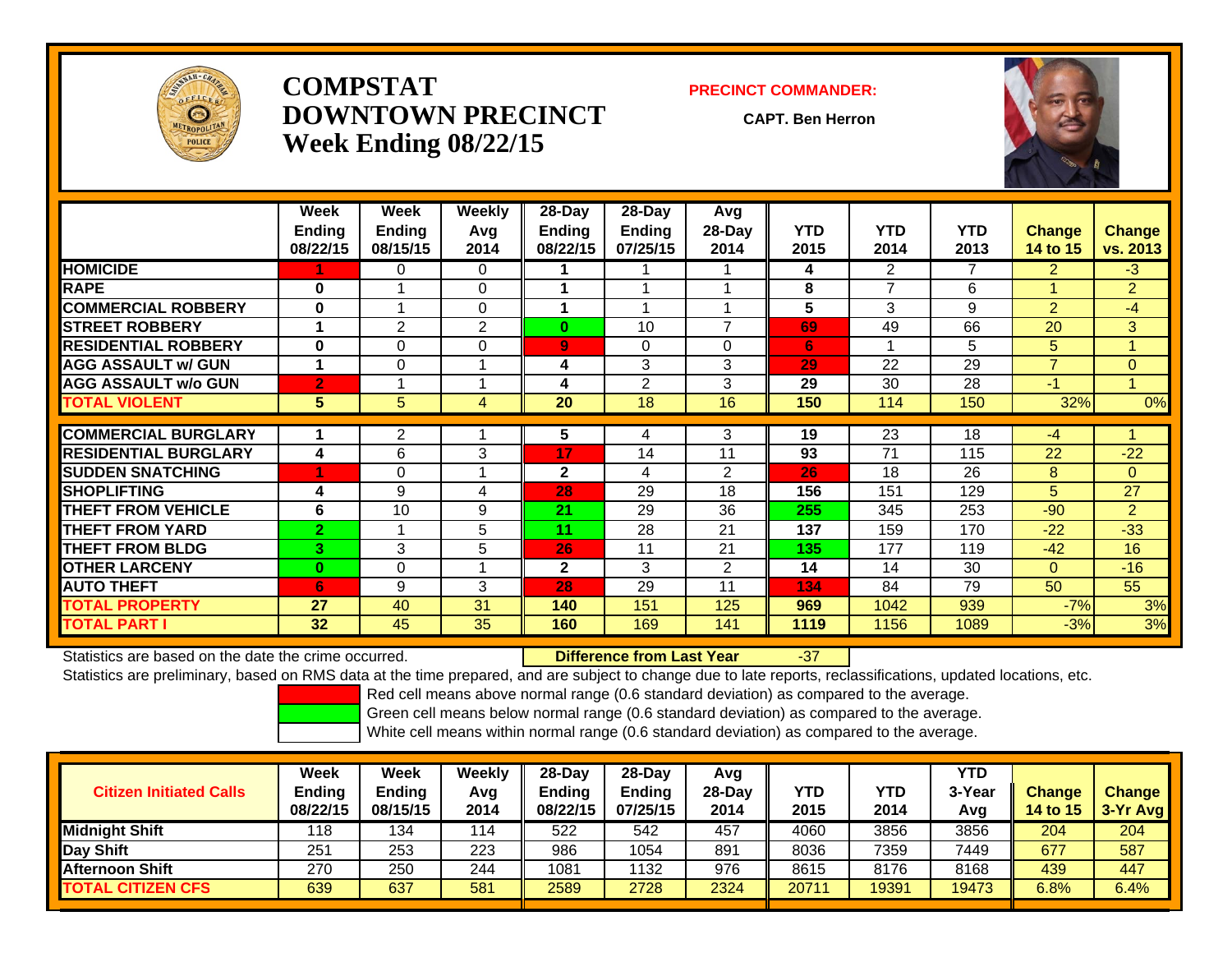# COMPSTAT DOWNTOWN PRECINCT Week Ending 08/22/15

**PRECINCT COMMANDER:**

**CAPT. Ben Herron**

| | Week Ending 08/22/15 | Week Ending 08/15/15 | Weekly Avg 2014 | 28-Day Ending 08/22/15 | 28-Day Ending 07/25/15 | Avg 28-Day 2014 | YTD 2015 | YTD 2014 | YTD 2013 | Change 14 to 15 | Change vs. 2013 |
|---|---|---|---|---|---|---|---|---|---|---|---|
| HOMICIDE | 1 | 0 | 0 | 1 | 1 | 1 | 4 | 2 | 7 | 2 | -3 |
| RAPE | 0 | 1 | 0 | 1 | 1 | 1 | 8 | 7 | 6 | 1 | 2 |
| COMMERCIAL ROBBERY | 0 | 1 | 0 | 1 | 1 | 1 | 5 | 3 | 9 | 2 | -4 |
| STREET ROBBERY | 1 | 2 | 2 | 0 | 10 | 7 | 69 | 49 | 66 | 20 | 3 |
| RESIDENTIAL ROBBERY | 0 | 0 | 0 | 9 | 0 | 0 | 6 | 1 | 5 | 5 | 1 |
| AGG ASSAULT w/ GUN | 1 | 0 | 1 | 4 | 3 | 3 | 29 | 22 | 29 | 7 | 0 |
| AGG ASSAULT w/o GUN | 2 | 1 | 1 | 4 | 2 | 3 | 29 | 30 | 28 | -1 | 1 |
| TOTAL VIOLENT | 5 | 5 | 4 | 20 | 18 | 16 | 150 | 114 | 150 | 32% | 0% |
| COMMERCIAL BURGLARY | 1 | 2 | 1 | 5 | 4 | 3 | 19 | 23 | 18 | -4 | 1 |
| RESIDENTIAL BURGLARY | 4 | 6 | 3 | 17 | 14 | 11 | 93 | 71 | 115 | 22 | -22 |
| SUDDEN SNATCHING | 1 | 0 | 1 | 2 | 4 | 2 | 26 | 18 | 26 | 8 | 0 |
| SHOPLIFTING | 4 | 9 | 4 | 28 | 29 | 18 | 156 | 151 | 129 | 5 | 27 |
| THEFT FROM VEHICLE | 6 | 10 | 9 | 21 | 29 | 36 | 255 | 345 | 253 | -90 | 2 |
| THEFT FROM YARD | 2 | 1 | 5 | 11 | 28 | 21 | 137 | 159 | 170 | -22 | -33 |
| THEFT FROM BLDG | 3 | 3 | 5 | 26 | 11 | 21 | 135 | 177 | 119 | -42 | 16 |
| OTHER LARCENY | 0 | 0 | 1 | 2 | 3 | 2 | 14 | 14 | 30 | 0 | -16 |
| AUTO THEFT | 6 | 9 | 3 | 28 | 29 | 11 | 134 | 84 | 79 | 50 | 55 |
| TOTAL PROPERTY | 27 | 40 | 31 | 140 | 151 | 125 | 969 | 1042 | 939 | -7% | 3% |
| TOTAL PART I | 32 | 45 | 35 | 160 | 169 | 141 | 1119 | 1156 | 1089 | -3% | 3% |

Statistics are based on the date the crime occurred. **Difference from Last Year** -37

Statistics are preliminary, based on RMS data at the time prepared, and are subject to change due to late reports, reclassifications, updated locations, etc.

Red cell means above normal range (0.6 standard deviation) as compared to the average.

Green cell means below normal range (0.6 standard deviation) as compared to the average.

White cell means within normal range (0.6 standard deviation) as compared to the average.

| Citizen Initiated Calls | Week Ending 08/22/15 | Week Ending 08/15/15 | Weekly Avg 2014 | 28-Day Ending 08/22/15 | 28-Day Ending 07/25/15 | Avg 28-Day 2014 | YTD 2015 | YTD 2014 | YTD 3-Year Avg | Change 14 to 15 | Change 3-Yr Avg |
|---|---|---|---|---|---|---|---|---|---|---|---|
| Midnight Shift | 118 | 134 | 114 | 522 | 542 | 457 | 4060 | 3856 | 3856 | 204 | 204 |
| Day Shift | 251 | 253 | 223 | 986 | 1054 | 891 | 8036 | 7359 | 7449 | 677 | 587 |
| Afternoon Shift | 270 | 250 | 244 | 1081 | 1132 | 976 | 8615 | 8176 | 8168 | 439 | 447 |
| TOTAL CITIZEN CFS | 639 | 637 | 581 | 2589 | 2728 | 2324 | 20711 | 19391 | 19473 | 6.8% | 6.4% |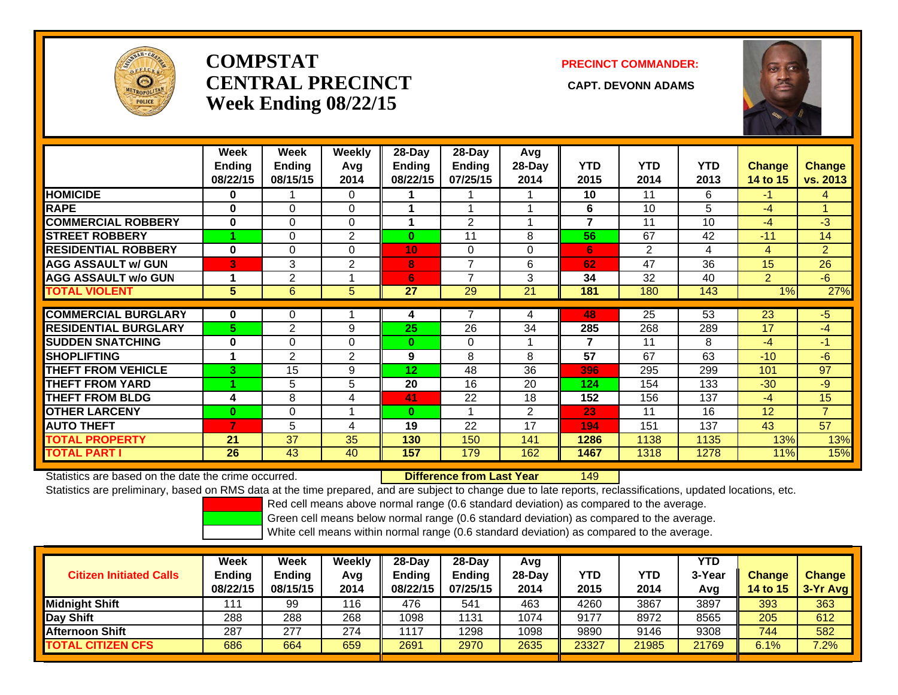# COMPSTAT
# CENTRAL PRECINCT
# Week Ending 08/22/15

**PRECINCT COMMANDER:**

**CAPT. DEVONN ADAMS**

| | Week Ending 08/22/15 | Week Ending 08/15/15 | Weekly Avg 2014 | 28-Day Ending 08/22/15 | 28-Day Ending 07/25/15 | Avg 28-Day 2014 | YTD 2015 | YTD 2014 | YTD 2013 | Change 14 to 15 | Change vs. 2013 |
|---|---|---|---|---|---|---|---|---|---|---|---|
| HOMICIDE | 0 | 1 | 0 | 1 | 1 | 1 | 10 | 11 | 6 | -1 | 4 |
| RAPE | 0 | 0 | 0 | 1 | 1 | 1 | 6 | 10 | 5 | -4 | 1 |
| COMMERCIAL ROBBERY | 0 | 0 | 0 | 1 | 2 | 1 | 7 | 11 | 10 | -4 | -3 |
| STREET ROBBERY | 1 | 0 | 2 | 0 | 11 | 8 | 56 | 67 | 42 | -11 | 14 |
| RESIDENTIAL ROBBERY | 0 | 0 | 0 | 10 | 0 | 0 | 6 | 2 | 4 | 4 | 2 |
| AGG ASSAULT w/ GUN | 3 | 3 | 2 | 8 | 7 | 6 | 62 | 47 | 36 | 15 | 26 |
| AGG ASSAULT w/o GUN | 1 | 2 | 1 | 6 | 7 | 3 | 34 | 32 | 40 | 2 | -6 |
| TOTAL VIOLENT | 5 | 6 | 5 | 27 | 29 | 21 | 181 | 180 | 143 | 1% | 27% |
| COMMERCIAL BURGLARY | 0 | 0 | 1 | 4 | 7 | 4 | 48 | 25 | 53 | 23 | -5 |
| RESIDENTIAL BURGLARY | 5 | 2 | 9 | 25 | 26 | 34 | 285 | 268 | 289 | 17 | -4 |
| SUDDEN SNATCHING | 0 | 0 | 0 | 0 | 0 | 1 | 7 | 11 | 8 | -4 | -1 |
| SHOPLIFTING | 1 | 2 | 2 | 9 | 8 | 8 | 57 | 67 | 63 | -10 | -6 |
| THEFT FROM VEHICLE | 3 | 15 | 9 | 12 | 48 | 36 | 396 | 295 | 299 | 101 | 97 |
| THEFT FROM YARD | 1 | 5 | 5 | 20 | 16 | 20 | 124 | 154 | 133 | -30 | -9 |
| THEFT FROM BLDG | 4 | 8 | 4 | 41 | 22 | 18 | 152 | 156 | 137 | -4 | 15 |
| OTHER LARCENY | 0 | 0 | 1 | 0 | 1 | 2 | 23 | 11 | 16 | 12 | 7 |
| AUTO THEFT | 7 | 5 | 4 | 19 | 22 | 17 | 194 | 151 | 137 | 43 | 57 |
| TOTAL PROPERTY | 21 | 37 | 35 | 130 | 150 | 141 | 1286 | 1138 | 1135 | 13% | 13% |
| TOTAL PART I | 26 | 43 | 40 | 157 | 179 | 162 | 1467 | 1318 | 1278 | 11% | 15% |

Statistics are based on the date the crime occurred. **Difference from Last Year** 149

Statistics are preliminary, based on RMS data at the time prepared, and are subject to change due to late reports, reclassifications, updated locations, etc.

Red cell means above normal range (0.6 standard deviation) as compared to the average.

Green cell means below normal range (0.6 standard deviation) as compared to the average.

White cell means within normal range (0.6 standard deviation) as compared to the average.

| Citizen Initiated Calls | Week Ending 08/22/15 | Week Ending 08/15/15 | Weekly Avg 2014 | 28-Day Ending 08/22/15 | 28-Day Ending 07/25/15 | Avg 28-Day 2014 | YTD 2015 | YTD 2014 | YTD 3-Year Avg | Change 14 to 15 | Change 3-Yr Avg |
|---|---|---|---|---|---|---|---|---|---|---|---|
| Midnight Shift | 111 | 99 | 116 | 476 | 541 | 463 | 4260 | 3867 | 3897 | 393 | 363 |
| Day Shift | 288 | 288 | 268 | 1098 | 1131 | 1074 | 9177 | 8972 | 8565 | 205 | 612 |
| Afternoon Shift | 287 | 277 | 274 | 1117 | 1298 | 1098 | 9890 | 9146 | 9308 | 744 | 582 |
| TOTAL CITIZEN CFS | 686 | 664 | 659 | 2691 | 2970 | 2635 | 23327 | 21985 | 21769 | 6.1% | 7.2% |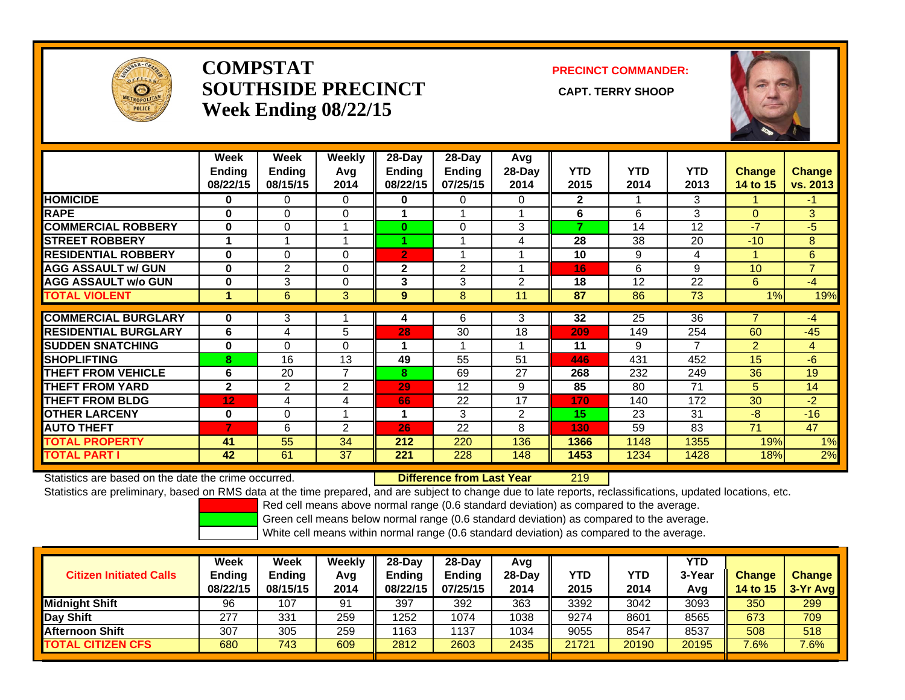# COMPSTAT
# SOUTHSIDE PRECINCT
# Week Ending 08/22/15

**PRECINCT COMMANDER:**

**CAPT. TERRY SHOOP**

| | Week Ending 08/22/15 | Week Ending 08/15/15 | Weekly Avg 2014 | 28-Day Ending 08/22/15 | 28-Day Ending 07/25/15 | Avg 28-Day 2014 | YTD 2015 | YTD 2014 | YTD 2013 | Change 14 to 15 | Change vs. 2013 |
|---|---|---|---|---|---|---|---|---|---|---|---|
| HOMICIDE | 0 | 0 | 0 | 0 | 0 | 0 | 2 | 1 | 3 | 1 | -1 |
| RAPE | 0 | 0 | 0 | 1 | 1 | 1 | 6 | 6 | 3 | 0 | 3 |
| COMMERCIAL ROBBERY | 0 | 0 | 1 | 0 | 0 | 3 | 7 | 14 | 12 | -7 | -5 |
| STREET ROBBERY | 1 | 1 | 1 | 1 | 1 | 4 | 28 | 38 | 20 | -10 | 8 |
| RESIDENTIAL ROBBERY | 0 | 0 | 0 | 2 | 1 | 1 | 10 | 9 | 4 | 1 | 6 |
| AGG ASSAULT w/ GUN | 0 | 2 | 0 | 2 | 2 | 1 | 16 | 6 | 9 | 10 | 7 |
| AGG ASSAULT w/o GUN | 0 | 3 | 0 | 3 | 3 | 2 | 18 | 12 | 22 | 6 | -4 |
| TOTAL VIOLENT | 1 | 6 | 3 | 9 | 8 | 11 | 87 | 86 | 73 | 1% | 19% |
| COMMERCIAL BURGLARY | 0 | 3 | 1 | 4 | 6 | 3 | 32 | 25 | 36 | 7 | -4 |
| RESIDENTIAL BURGLARY | 6 | 4 | 5 | 28 | 30 | 18 | 209 | 149 | 254 | 60 | -45 |
| SUDDEN SNATCHING | 0 | 0 | 0 | 1 | 1 | 1 | 11 | 9 | 7 | 2 | 4 |
| SHOPLIFTING | 8 | 16 | 13 | 49 | 55 | 51 | 446 | 431 | 452 | 15 | -6 |
| THEFT FROM VEHICLE | 6 | 20 | 7 | 8 | 69 | 27 | 268 | 232 | 249 | 36 | 19 |
| THEFT FROM YARD | 2 | 2 | 2 | 29 | 12 | 9 | 85 | 80 | 71 | 5 | 14 |
| THEFT FROM BLDG | 12 | 4 | 4 | 66 | 22 | 17 | 170 | 140 | 172 | 30 | -2 |
| OTHER LARCENY | 0 | 0 | 1 | 1 | 3 | 2 | 15 | 23 | 31 | -8 | -16 |
| AUTO THEFT | 7 | 6 | 2 | 26 | 22 | 8 | 130 | 59 | 83 | 71 | 47 |
| TOTAL PROPERTY | 41 | 55 | 34 | 212 | 220 | 136 | 1366 | 1148 | 1355 | 19% | 1% |
| TOTAL PART I | 42 | 61 | 37 | 221 | 228 | 148 | 1453 | 1234 | 1428 | 18% | 2% |

Statistics are based on the date the crime occurred. **Difference from Last Year** 219

Statistics are preliminary, based on RMS data at the time prepared, and are subject to change due to late reports, reclassifications, updated locations, etc.

Red cell means above normal range (0.6 standard deviation) as compared to the average.

Green cell means below normal range (0.6 standard deviation) as compared to the average.

White cell means within normal range (0.6 standard deviation) as compared to the average.

| Citizen Initiated Calls | Week Ending 08/22/15 | Week Ending 08/15/15 | Weekly Avg 2014 | 28-Day Ending 08/22/15 | 28-Day Ending 07/25/15 | Avg 28-Day 2014 | YTD 2015 | YTD 2014 | YTD 3-Year Avg | Change 14 to 15 | Change 3-Yr Avg |
|---|---|---|---|---|---|---|---|---|---|---|---|
| Midnight Shift | 96 | 107 | 91 | 397 | 392 | 363 | 3392 | 3042 | 3093 | 350 | 299 |
| Day Shift | 277 | 331 | 259 | 1252 | 1074 | 1038 | 9274 | 8601 | 8565 | 673 | 709 |
| Afternoon Shift | 307 | 305 | 259 | 1163 | 1137 | 1034 | 9055 | 8547 | 8537 | 508 | 518 |
| TOTAL CITIZEN CFS | 680 | 743 | 609 | 2812 | 2603 | 2435 | 21721 | 20190 | 20195 | 7.6% | 7.6% |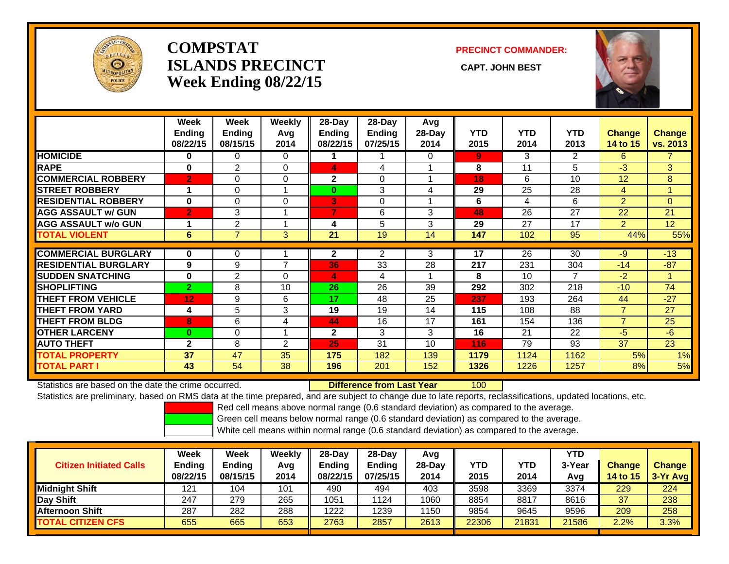# COMPSTAT
# ISLANDS PRECINCT
# Week Ending 08/22/15

**PRECINCT COMMANDER:**

**CAPT. JOHN BEST**

| | Week Ending 08/22/15 | Week Ending 08/15/15 | Weekly Avg 2014 | 28-Day Ending 08/22/15 | 28-Day Ending 07/25/15 | Avg 28-Day 2014 | YTD 2015 | YTD 2014 | YTD 2013 | Change 14 to 15 | Change vs. 2013 |
|---|---|---|---|---|---|---|---|---|---|---|---|
| HOMICIDE | 0 | 0 | 0 | 1 | 1 | 0 | 9 | 3 | 2 | 6 | 7 |
| RAPE | 0 | 2 | 0 | 4 | 4 | 1 | 8 | 11 | 5 | -3 | 3 |
| COMMERCIAL ROBBERY | 2 | 0 | 0 | 2 | 0 | 1 | 18 | 6 | 10 | 12 | 8 |
| STREET ROBBERY | 1 | 0 | 1 | 0 | 3 | 4 | 29 | 25 | 28 | 4 | 1 |
| RESIDENTIAL ROBBERY | 0 | 0 | 0 | 3 | 0 | 1 | 6 | 4 | 6 | 2 | 0 |
| AGG ASSAULT w/ GUN | 2 | 3 | 1 | 7 | 6 | 3 | 48 | 26 | 27 | 22 | 21 |
| AGG ASSAULT w/o GUN | 1 | 2 | 1 | 4 | 5 | 3 | 29 | 27 | 17 | 2 | 12 |
| TOTAL VIOLENT | 6 | 7 | 3 | 21 | 19 | 14 | 147 | 102 | 95 | 44% | 55% |
| COMMERCIAL BURGLARY | 0 | 0 | 1 | 2 | 2 | 3 | 17 | 26 | 30 | -9 | -13 |
| RESIDENTIAL BURGLARY | 9 | 9 | 7 | 36 | 33 | 28 | 217 | 231 | 304 | -14 | -87 |
| SUDDEN SNATCHING | 0 | 2 | 0 | 4 | 4 | 1 | 8 | 10 | 7 | -2 | 1 |
| SHOPLIFTING | 2 | 8 | 10 | 26 | 26 | 39 | 292 | 302 | 218 | -10 | 74 |
| THEFT FROM VEHICLE | 12 | 9 | 6 | 17 | 48 | 25 | 237 | 193 | 264 | 44 | -27 |
| THEFT FROM YARD | 4 | 5 | 3 | 19 | 19 | 14 | 115 | 108 | 88 | 7 | 27 |
| THEFT FROM BLDG | 8 | 6 | 4 | 44 | 16 | 17 | 161 | 154 | 136 | 7 | 25 |
| OTHER LARCENY | 0 | 0 | 1 | 2 | 3 | 3 | 16 | 21 | 22 | -5 | -6 |
| AUTO THEFT | 2 | 8 | 2 | 25 | 31 | 10 | 116 | 79 | 93 | 37 | 23 |
| TOTAL PROPERTY | 37 | 47 | 35 | 175 | 182 | 139 | 1179 | 1124 | 1162 | 5% | 1% |
| TOTAL PART I | 43 | 54 | 38 | 196 | 201 | 152 | 1326 | 1226 | 1257 | 8% | 5% |

Statistics are based on the date the crime occurred. **Difference from Last Year** 100

Statistics are preliminary, based on RMS data at the time prepared, and are subject to change due to late reports, reclassifications, updated locations, etc.

Red cell means above normal range (0.6 standard deviation) as compared to the average.
Green cell means below normal range (0.6 standard deviation) as compared to the average.
White cell means within normal range (0.6 standard deviation) as compared to the average.

| Citizen Initiated Calls | Week Ending 08/22/15 | Week Ending 08/15/15 | Weekly Avg 2014 | 28-Day Ending 08/22/15 | 28-Day Ending 07/25/15 | Avg 28-Day 2014 | YTD 2015 | YTD 2014 | YTD 3-Year Avg | Change 14 to 15 | Change 3-Yr Avg |
|---|---|---|---|---|---|---|---|---|---|---|---|
| Midnight Shift | 121 | 104 | 101 | 490 | 494 | 403 | 3598 | 3369 | 3374 | 229 | 224 |
| Day Shift | 247 | 279 | 265 | 1051 | 1124 | 1060 | 8854 | 8817 | 8616 | 37 | 238 |
| Afternoon Shift | 287 | 282 | 288 | 1222 | 1239 | 1150 | 9854 | 9645 | 9596 | 209 | 258 |
| TOTAL CITIZEN CFS | 655 | 665 | 653 | 2763 | 2857 | 2613 | 22306 | 21831 | 21586 | 2.2% | 3.3% |